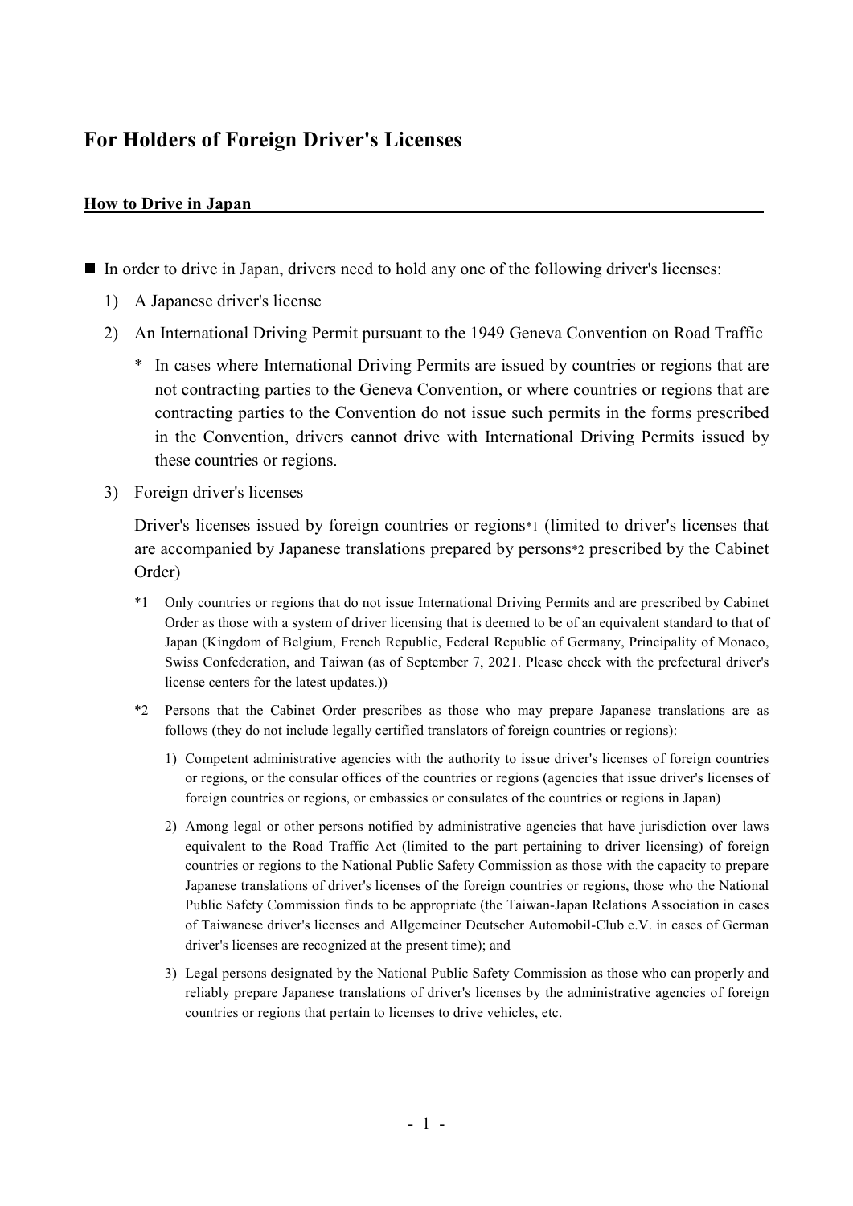# For Holders of Foreign Driver's Licenses

## How to Drive in Japan

■ In order to drive in Japan, drivers need to hold any one of the following driver's licenses:

1) A Japanese driver's license

2) An International Driving Permit pursuant to the 1949 Geneva Convention on Road Traffic

   \* In cases where International Driving Permits are issued by countries or regions that are not contracting parties to the Geneva Convention, or where countries or regions that are contracting parties to the Convention do not issue such permits in the forms prescribed in the Convention, drivers cannot drive with International Driving Permits issued by these countries or regions.

3) Foreign driver's licenses

   Driver's licenses issued by foreign countries or regions*1 (limited to driver's licenses that are accompanied by Japanese translations prepared by persons*2 prescribed by the Cabinet Order)

   *1 Only countries or regions that do not issue International Driving Permits and are prescribed by Cabinet Order as those with a system of driver licensing that is deemed to be of an equivalent standard to that of Japan (Kingdom of Belgium, French Republic, Federal Republic of Germany, Principality of Monaco, Swiss Confederation, and Taiwan (as of September 7, 2021. Please check with the prefectural driver's license centers for the latest updates.))

   *2 Persons that the Cabinet Order prescribes as those who may prepare Japanese translations are as follows (they do not include legally certified translators of foreign countries or regions):

   1) Competent administrative agencies with the authority to issue driver's licenses of foreign countries or regions, or the consular offices of the countries or regions (agencies that issue driver's licenses of foreign countries or regions, or embassies or consulates of the countries or regions in Japan)

   2) Among legal or other persons notified by administrative agencies that have jurisdiction over laws equivalent to the Road Traffic Act (limited to the part pertaining to driver licensing) of foreign countries or regions to the National Public Safety Commission as those with the capacity to prepare Japanese translations of driver's licenses of the foreign countries or regions, those who the National Public Safety Commission finds to be appropriate (the Taiwan-Japan Relations Association in cases of Taiwanese driver's licenses and Allgemeiner Deutscher Automobil-Club e.V. in cases of German driver's licenses are recognized at the present time); and

   3) Legal persons designated by the National Public Safety Commission as those who can properly and reliably prepare Japanese translations of driver's licenses by the administrative agencies of foreign countries or regions that pertain to licenses to drive vehicles, etc.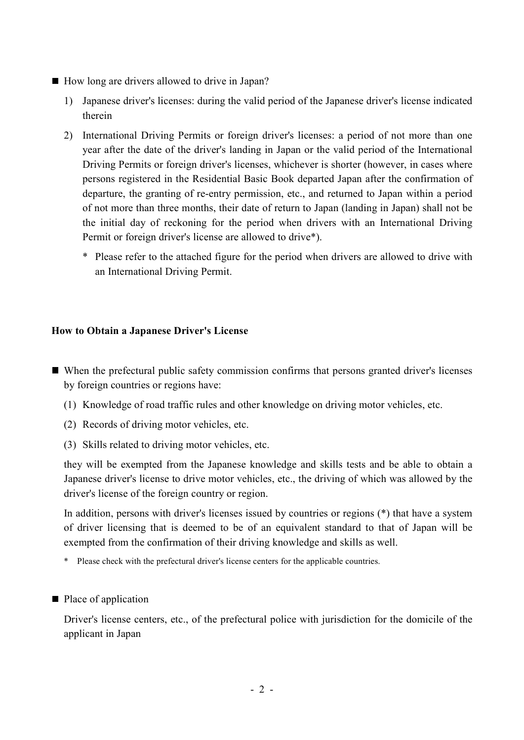■ How long are drivers allowed to drive in Japan?

1) Japanese driver's licenses: during the valid period of the Japanese driver's license indicated therein

2) International Driving Permits or foreign driver's licenses: a period of not more than one year after the date of the driver's landing in Japan or the valid period of the International Driving Permits or foreign driver's licenses, whichever is shorter (however, in cases where persons registered in the Residential Basic Book departed Japan after the confirmation of departure, the granting of re-entry permission, etc., and returned to Japan within a period of not more than three months, their date of return to Japan (landing in Japan) shall not be the initial day of reckoning for the period when drivers with an International Driving Permit or foreign driver's license are allowed to drive*).

   \* Please refer to the attached figure for the period when drivers are allowed to drive with an International Driving Permit.

**How to Obtain a Japanese Driver's License**

■ When the prefectural public safety commission confirms that persons granted driver's licenses by foreign countries or regions have:

(1) Knowledge of road traffic rules and other knowledge on driving motor vehicles, etc.

(2) Records of driving motor vehicles, etc.

(3) Skills related to driving motor vehicles, etc.

they will be exempted from the Japanese knowledge and skills tests and be able to obtain a Japanese driver's license to drive motor vehicles, etc., the driving of which was allowed by the driver's license of the foreign country or region.

In addition, persons with driver's licenses issued by countries or regions (*) that have a system of driver licensing that is deemed to be of an equivalent standard to that of Japan will be exempted from the confirmation of their driving knowledge and skills as well.

\* Please check with the prefectural driver's license centers for the applicable countries.

■ Place of application

Driver's license centers, etc., of the prefectural police with jurisdiction for the domicile of the applicant in Japan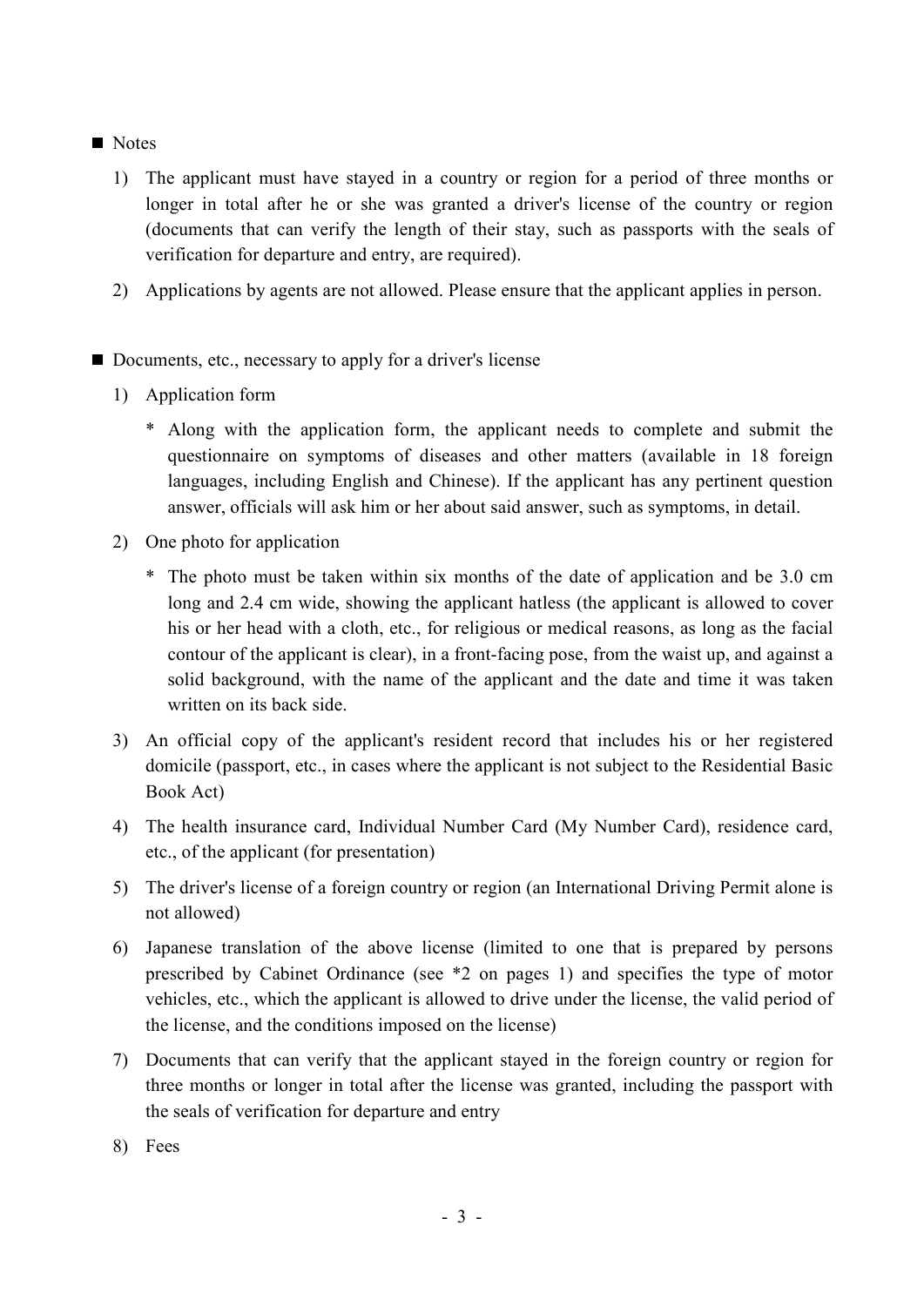■ Notes

1) The applicant must have stayed in a country or region for a period of three months or longer in total after he or she was granted a driver's license of the country or region (documents that can verify the length of their stay, such as passports with the seals of verification for departure and entry, are required).

2) Applications by agents are not allowed. Please ensure that the applicant applies in person.

■ Documents, etc., necessary to apply for a driver's license

1) Application form

   * Along with the application form, the applicant needs to complete and submit the questionnaire on symptoms of diseases and other matters (available in 18 foreign languages, including English and Chinese). If the applicant has any pertinent question answer, officials will ask him or her about said answer, such as symptoms, in detail.

2) One photo for application

   * The photo must be taken within six months of the date of application and be 3.0 cm long and 2.4 cm wide, showing the applicant hatless (the applicant is allowed to cover his or her head with a cloth, etc., for religious or medical reasons, as long as the facial contour of the applicant is clear), in a front-facing pose, from the waist up, and against a solid background, with the name of the applicant and the date and time it was taken written on its back side.

3) An official copy of the applicant's resident record that includes his or her registered domicile (passport, etc., in cases where the applicant is not subject to the Residential Basic Book Act)

4) The health insurance card, Individual Number Card (My Number Card), residence card, etc., of the applicant (for presentation)

5) The driver's license of a foreign country or region (an International Driving Permit alone is not allowed)

6) Japanese translation of the above license (limited to one that is prepared by persons prescribed by Cabinet Ordinance (see *2 on pages 1) and specifies the type of motor vehicles, etc., which the applicant is allowed to drive under the license, the valid period of the license, and the conditions imposed on the license)

7) Documents that can verify that the applicant stayed in the foreign country or region for three months or longer in total after the license was granted, including the passport with the seals of verification for departure and entry

8) Fees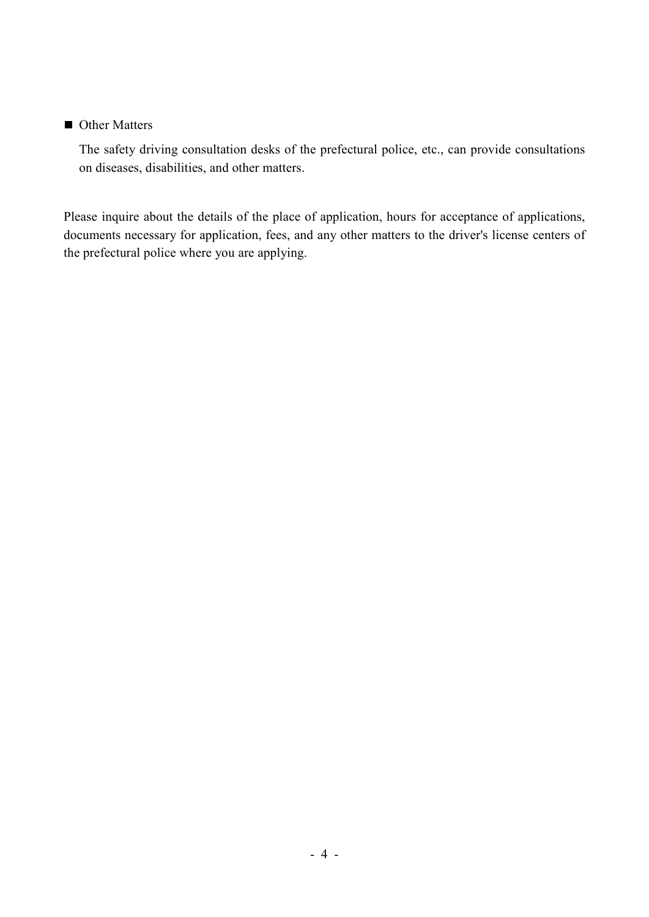■ Other Matters

The safety driving consultation desks of the prefectural police, etc., can provide consultations on diseases, disabilities, and other matters.

Please inquire about the details of the place of application, hours for acceptance of applications, documents necessary for application, fees, and any other matters to the driver's license centers of the prefectural police where you are applying.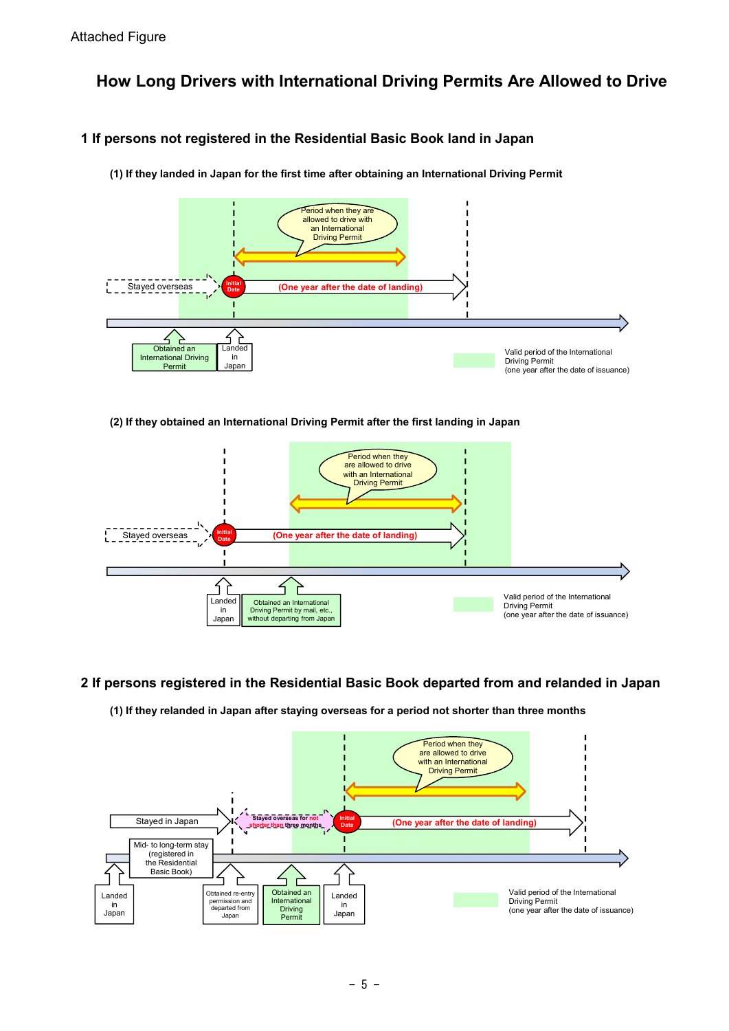Attached Figure

# How Long Drivers with International Driving Permits Are Allowed to Drive

## 1 If persons not registered in the Residential Basic Book land in Japan

### (1) If they landed in Japan for the first time after obtaining an International Driving Permit

Period when they are allowed to drive with an International Driving Permit

Stayed overseas

Initial Date

(One year after the date of landing)

Obtained an International Driving Permit

Landed in Japan

Valid period of the International Driving Permit (one year after the date of issuance)

### (2) If they obtained an International Driving Permit after the first landing in Japan

Period when they are allowed to drive with an International Driving Permit

Stayed overseas

Initial Date

(One year after the date of landing)

Landed in Japan

Obtained an International Driving Permit by mail, etc., without departing from Japan

Valid period of the International Driving Permit (one year after the date of issuance)

## 2 If persons registered in the Residential Basic Book departed from and relanded in Japan

### (1) If they relanded in Japan after staying overseas for a period not shorter than three months

Period when they are allowed to drive with an International Driving Permit

Stayed in Japan

Stayed overseas for not shorter than three months

Initial Date

(One year after the date of landing)

Mid- to long-term stay (registered in the Residential Basic Book)

Landed in Japan

Obtained re-entry permission and departed from Japan

Obtained an International Driving Permit

Landed in Japan

Valid period of the International Driving Permit (one year after the date of issuance)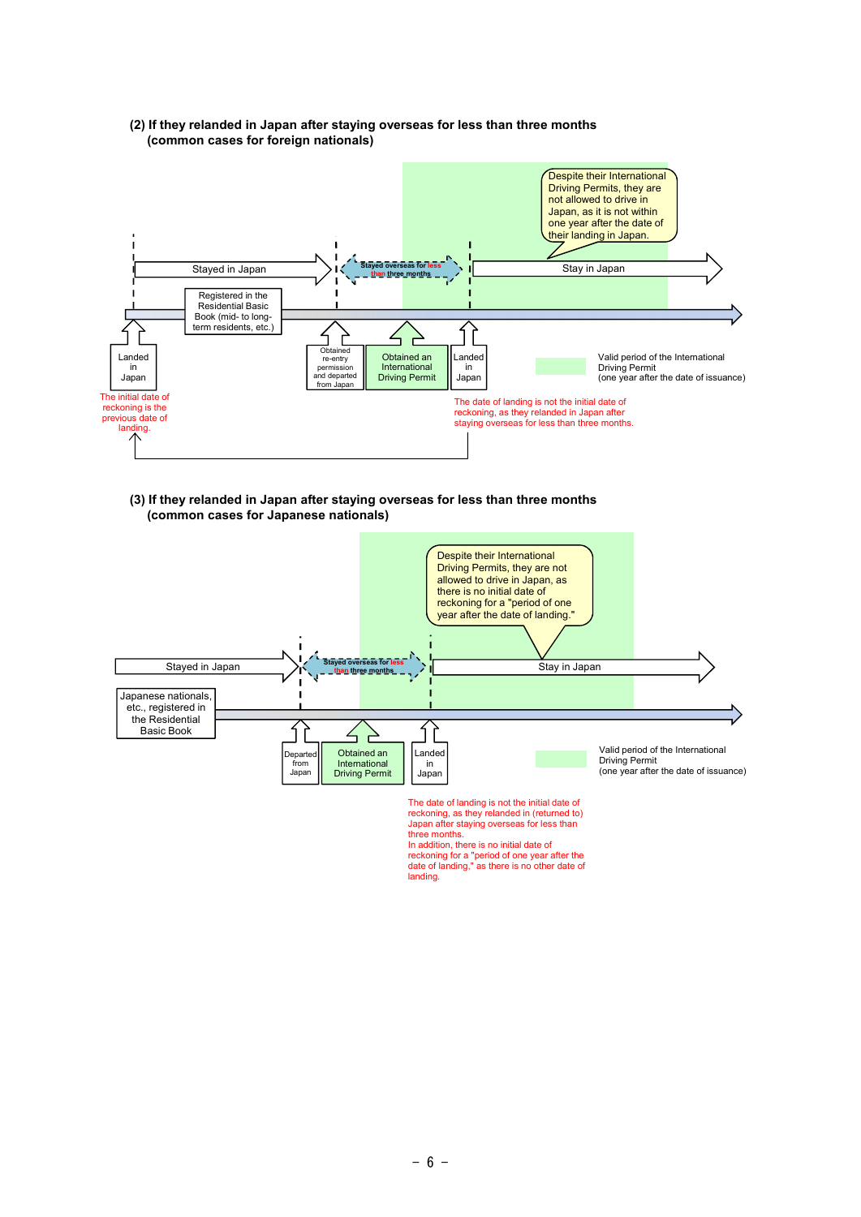**(2) If they relanded in Japan after staying overseas for less than three months (common cases for foreign nationals)**

Despite their International Driving Permits, they are not allowed to drive in Japan, as it is not within one year after the date of their landing in Japan.

Stayed in Japan

Stayed overseas for less than three months

Stay in Japan

Registered in the Residential Basic Book (mid- to long-term residents, etc.)

Landed in Japan

Obtained re-entry permission and departed from Japan

Obtained an International Driving Permit

Landed in Japan

Valid period of the International Driving Permit (one year after the date of issuance)

The initial date of reckoning is the previous date of landing.

The date of landing is not the initial date of reckoning, as they relanded in Japan after staying overseas for less than three months.

**(3) If they relanded in Japan after staying overseas for less than three months (common cases for Japanese nationals)**

Despite their International Driving Permits, they are not allowed to drive in Japan, as there is no initial date of reckoning for a "period of one year after the date of landing."

Stayed in Japan

Stayed overseas for less than three months

Stay in Japan

Japanese nationals, etc., registered in the Residential Basic Book

Departed from Japan

Obtained an International Driving Permit

Landed in Japan

Valid period of the International Driving Permit (one year after the date of issuance)

The date of landing is not the initial date of reckoning, as they relanded in (returned to) Japan after staying overseas for less than three months.
In addition, there is no initial date of reckoning for a "period of one year after the date of landing," as there is no other date of landing.